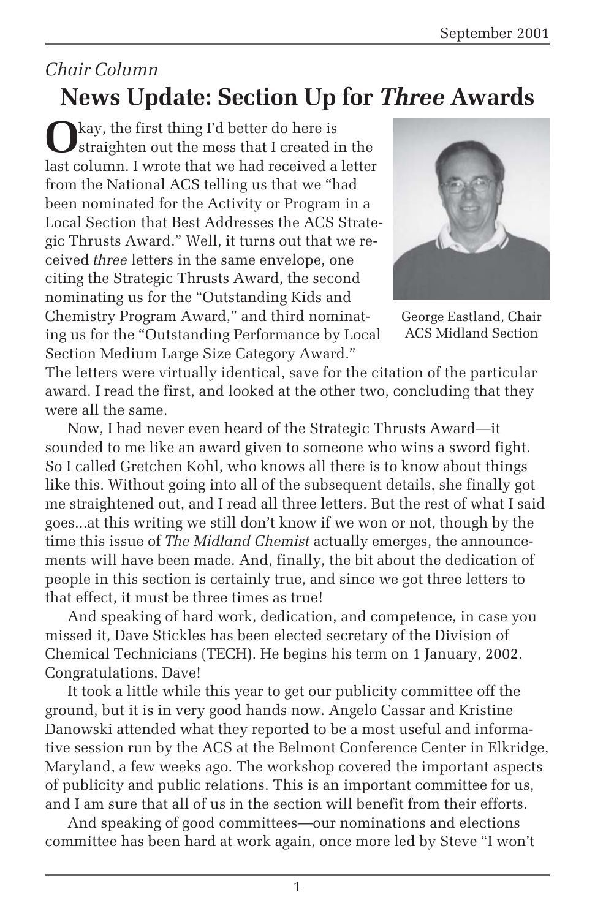*Chair Column*

# News Update: Section Up for *Three* Awards

Okay, the first thing I'd better do here is straighten out the mess that I created in the last column. I wrote that we had received a letter from the National ACS telling us that we "had been nominated for the Activity or Program in a Local Section that Best Addresses the ACS Strategic Thrusts Award." Well, it turns out that we received *three* letters in the same envelope, one citing the Strategic Thrusts Award, the second nominating us for the "Outstanding Kids and Chemistry Program Award," and third nominating us for the "Outstanding Performance by Local Section Medium Large Size Category Award." The letters were virtually identical, save for the citation of the particular award. I read the first, and looked at the other two, concluding that they were all the same.

George Eastland, Chair ACS Midland Section

Now, I had never even heard of the Strategic Thrusts Award—it sounded to me like an award given to someone who wins a sword fight. So I called Gretchen Kohl, who knows all there is to know about things like this. Without going into all of the subsequent details, she finally got me straightened out, and I read all three letters. But the rest of what I said goes...at this writing we still don't know if we won or not, though by the time this issue of *The Midland Chemist* actually emerges, the announcements will have been made. And, finally, the bit about the dedication of people in this section is certainly true, and since we got three letters to that effect, it must be three times as true!

And speaking of hard work, dedication, and competence, in case you missed it, Dave Stickles has been elected secretary of the Division of Chemical Technicians (TECH). He begins his term on 1 January, 2002. Congratulations, Dave!

It took a little while this year to get our publicity committee off the ground, but it is in very good hands now. Angelo Cassar and Kristine Danowski attended what they reported to be a most useful and informative session run by the ACS at the Belmont Conference Center in Elkridge, Maryland, a few weeks ago. The workshop covered the important aspects of publicity and public relations. This is an important committee for us, and I am sure that all of us in the section will benefit from their efforts.

And speaking of good committees—our nominations and elections committee has been hard at work again, once more led by Steve "I won't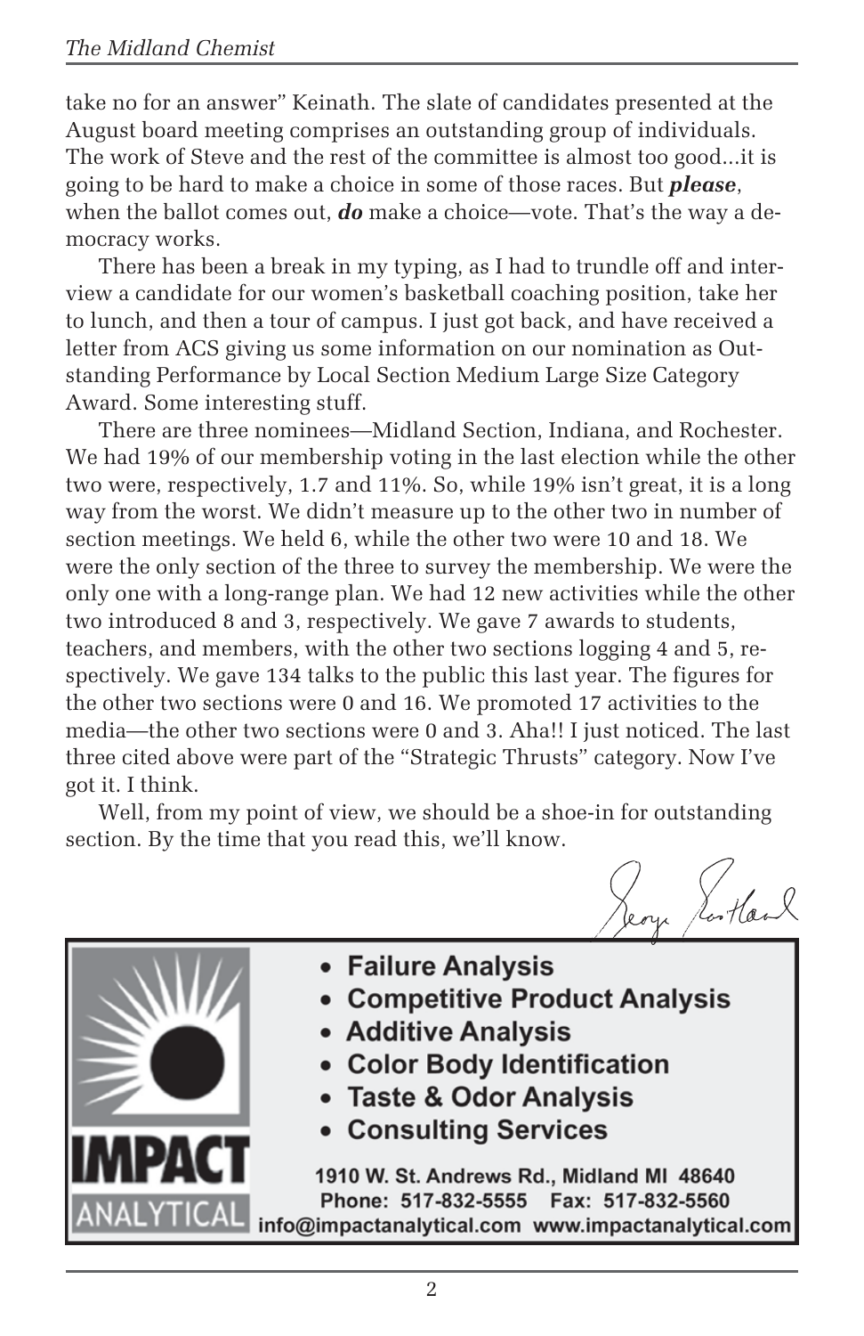take no for an answer" Keinath. The slate of candidates presented at the August board meeting comprises an outstanding group of individuals. The work of Steve and the rest of the committee is almost too good...it is going to be hard to make a choice in some of those races. But ***please***, when the ballot comes out, ***do*** make a choice—vote. That's the way a democracy works.

There has been a break in my typing, as I had to trundle off and interview a candidate for our women's basketball coaching position, take her to lunch, and then a tour of campus. I just got back, and have received a letter from ACS giving us some information on our nomination as Outstanding Performance by Local Section Medium Large Size Category Award. Some interesting stuff.

There are three nominees—Midland Section, Indiana, and Rochester. We had 19% of our membership voting in the last election while the other two were, respectively, 1.7 and 11%. So, while 19% isn't great, it is a long way from the worst. We didn't measure up to the other two in number of section meetings. We held 6, while the other two were 10 and 18. We were the only section of the three to survey the membership. We were the only one with a long-range plan. We had 12 new activities while the other two introduced 8 and 3, respectively. We gave 7 awards to students, teachers, and members, with the other two sections logging 4 and 5, respectively. We gave 134 talks to the public this last year. The figures for the other two sections were 0 and 16. We promoted 17 activities to the media—the other two sections were 0 and 3. Aha!! I just noticed. The last three cited above were part of the "Strategic Thrusts" category. Now I've got it. I think.

Well, from my point of view, we should be a shoe-in for outstanding section. By the time that you read this, we'll know.

George Fortland

**IMPACT ANALYTICAL**

- **Failure Analysis**
- **Competitive Product Analysis**
- **Additive Analysis**
- **Color Body Identification**
- **Taste & Odor Analysis**
- **Consulting Services**

**1910 W. St. Andrews Rd., Midland MI 48640**
**Phone: 517-832-5555 Fax: 517-832-5560**
**info@impactanalytical.com www.impactanalytical.com**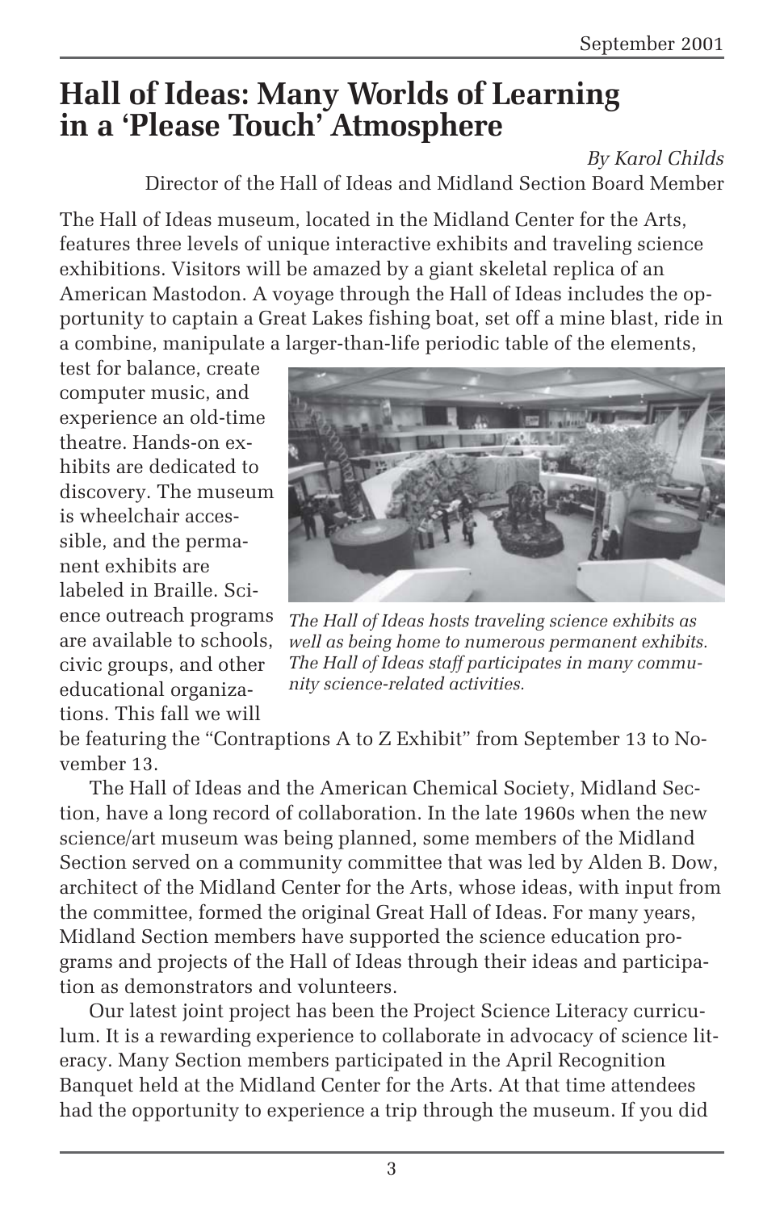# Hall of Ideas: Many Worlds of Learning in a 'Please Touch' Atmosphere

*By Karol Childs*
Director of the Hall of Ideas and Midland Section Board Member

The Hall of Ideas museum, located in the Midland Center for the Arts, features three levels of unique interactive exhibits and traveling science exhibitions. Visitors will be amazed by a giant skeletal replica of an American Mastodon. A voyage through the Hall of Ideas includes the opportunity to captain a Great Lakes fishing boat, set off a mine blast, ride in a combine, manipulate a larger-than-life periodic table of the elements, test for balance, create computer music, and experience an old-time theatre. Hands-on exhibits are dedicated to discovery. The museum is wheelchair accessible, and the permanent exhibits are labeled in Braille. Science outreach programs are available to schools, civic groups, and other educational organizations. This fall we will be featuring the "Contraptions A to Z Exhibit" from September 13 to November 13.

*The Hall of Ideas hosts traveling science exhibits as well as being home to numerous permanent exhibits. The Hall of Ideas staff participates in many community science-related activities.*

The Hall of Ideas and the American Chemical Society, Midland Section, have a long record of collaboration. In the late 1960s when the new science/art museum was being planned, some members of the Midland Section served on a community committee that was led by Alden B. Dow, architect of the Midland Center for the Arts, whose ideas, with input from the committee, formed the original Great Hall of Ideas. For many years, Midland Section members have supported the science education programs and projects of the Hall of Ideas through their ideas and participation as demonstrators and volunteers.

Our latest joint project has been the Project Science Literacy curriculum. It is a rewarding experience to collaborate in advocacy of science literacy. Many Section members participated in the April Recognition Banquet held at the Midland Center for the Arts. At that time attendees had the opportunity to experience a trip through the museum. If you did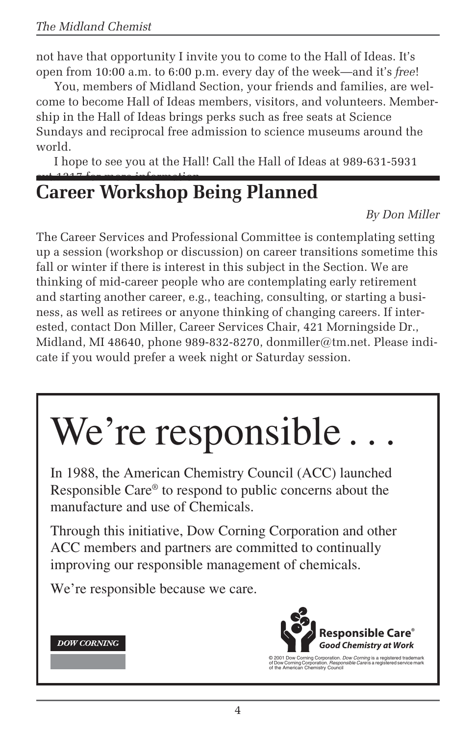not have that opportunity I invite you to come to the Hall of Ideas. It's open from 10:00 a.m. to 6:00 p.m. every day of the week—and it's *free*!

You, members of Midland Section, your friends and families, are welcome to become Hall of Ideas members, visitors, and volunteers. Membership in the Hall of Ideas brings perks such as free seats at Science Sundays and reciprocal free admission to science museums around the world.

I hope to see you at the Hall! Call the Hall of Ideas at 989-631-5931 ext 1317 for more information.

## Career Workshop Being Planned

*By Don Miller*

The Career Services and Professional Committee is contemplating setting up a session (workshop or discussion) on career transitions sometime this fall or winter if there is interest in this subject in the Section. We are thinking of mid-career people who are contemplating early retirement and starting another career, e.g., teaching, consulting, or starting a business, as well as retirees or anyone thinking of changing careers. If interested, contact Don Miller, Career Services Chair, 421 Morningside Dr., Midland, MI 48640, phone 989-832-8270, donmiller@tm.net. Please indicate if you would prefer a week night or Saturday session.

# We're responsible . . .

In 1988, the American Chemistry Council (ACC) launched Responsible Care® to respond to public concerns about the manufacture and use of Chemicals.

Through this initiative, Dow Corning Corporation and other ACC members and partners are committed to continually improving our responsible management of chemicals.

We're responsible because we care.

DOW CORNING

**Responsible Care®**
***Good Chemistry at Work***

© 2001 Dow Corning Corporation. *Dow Corning* is a registered trademark of Dow Corning Corporation. *Responsible Care* is a registered service mark of the American Chemistry Council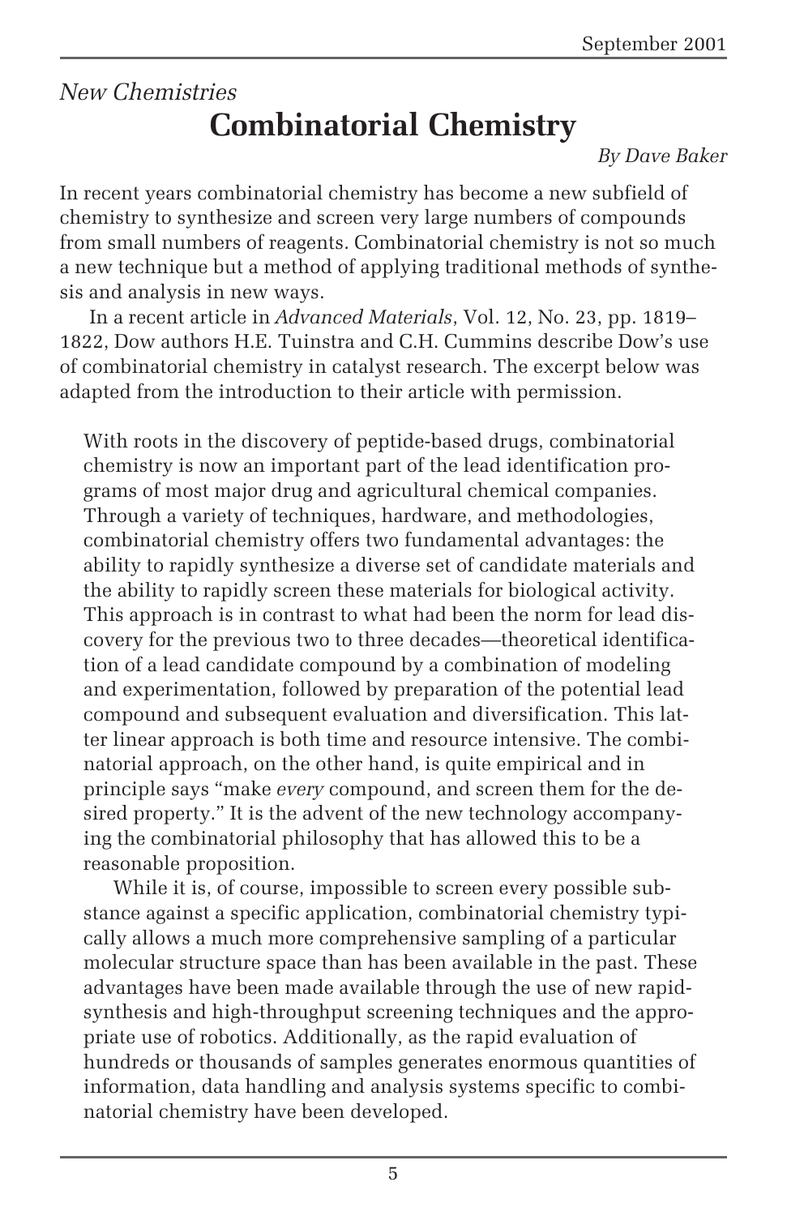*New Chemistries*

# Combinatorial Chemistry

*By Dave Baker*

In recent years combinatorial chemistry has become a new subfield of chemistry to synthesize and screen very large numbers of compounds from small numbers of reagents. Combinatorial chemistry is not so much a new technique but a method of applying traditional methods of synthesis and analysis in new ways.

In a recent article in *Advanced Materials*, Vol. 12, No. 23, pp. 1819–1822, Dow authors H.E. Tuinstra and C.H. Cummins describe Dow's use of combinatorial chemistry in catalyst research. The excerpt below was adapted from the introduction to their article with permission.

> With roots in the discovery of peptide-based drugs, combinatorial chemistry is now an important part of the lead identification programs of most major drug and agricultural chemical companies. Through a variety of techniques, hardware, and methodologies, combinatorial chemistry offers two fundamental advantages: the ability to rapidly synthesize a diverse set of candidate materials and the ability to rapidly screen these materials for biological activity. This approach is in contrast to what had been the norm for lead discovery for the previous two to three decades—theoretical identification of a lead candidate compound by a combination of modeling and experimentation, followed by preparation of the potential lead compound and subsequent evaluation and diversification. This latter linear approach is both time and resource intensive. The combinatorial approach, on the other hand, is quite empirical and in principle says "make *every* compound, and screen them for the desired property." It is the advent of the new technology accompanying the combinatorial philosophy that has allowed this to be a reasonable proposition.
>
> While it is, of course, impossible to screen every possible substance against a specific application, combinatorial chemistry typically allows a much more comprehensive sampling of a particular molecular structure space than has been available in the past. These advantages have been made available through the use of new rapid-synthesis and high-throughput screening techniques and the appropriate use of robotics. Additionally, as the rapid evaluation of hundreds or thousands of samples generates enormous quantities of information, data handling and analysis systems specific to combinatorial chemistry have been developed.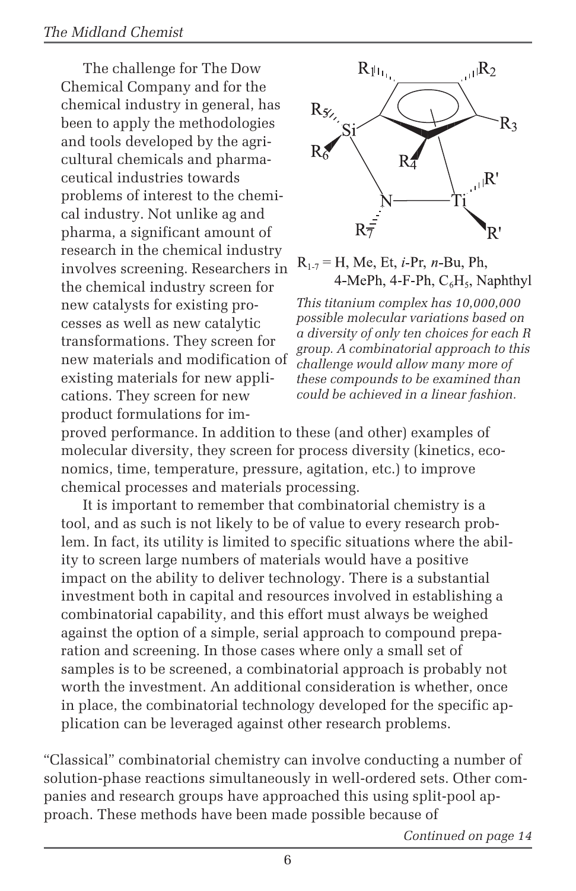The challenge for The Dow Chemical Company and for the chemical industry in general, has been to apply the methodologies and tools developed by the agricultural chemicals and pharmaceutical industries towards problems of interest to the chemical industry. Not unlike ag and pharma, a significant amount of research in the chemical industry involves screening. Researchers in the chemical industry screen for new catalysts for existing processes as well as new catalytic transformations. They screen for new materials and modification of existing materials for new applications. They screen for new product formulations for improved performance. In addition to these (and other) examples of molecular diversity, they screen for process diversity (kinetics, economics, time, temperature, pressure, agitation, etc.) to improve chemical processes and materials processing.

$R_{1\text{-}7}$ = H, Me, Et, *i*-Pr, *n*-Bu, Ph, 4-MePh, 4-F-Ph, $C_6H_5$, Naphthyl

*This titanium complex has 10,000,000 possible molecular variations based on a diversity of only ten choices for each R group. A combinatorial approach to this challenge would allow many more of these compounds to be examined than could be achieved in a linear fashion.*

It is important to remember that combinatorial chemistry is a tool, and as such is not likely to be of value to every research problem. In fact, its utility is limited to specific situations where the ability to screen large numbers of materials would have a positive impact on the ability to deliver technology. There is a substantial investment both in capital and resources involved in establishing a combinatorial capability, and this effort must always be weighed against the option of a simple, serial approach to compound preparation and screening. In those cases where only a small set of samples is to be screened, a combinatorial approach is probably not worth the investment. An additional consideration is whether, once in place, the combinatorial technology developed for the specific application can be leveraged against other research problems.

"Classical" combinatorial chemistry can involve conducting a number of solution-phase reactions simultaneously in well-ordered sets. Other companies and research groups have approached this using split-pool approach. These methods have been made possible because of

*Continued on page 14*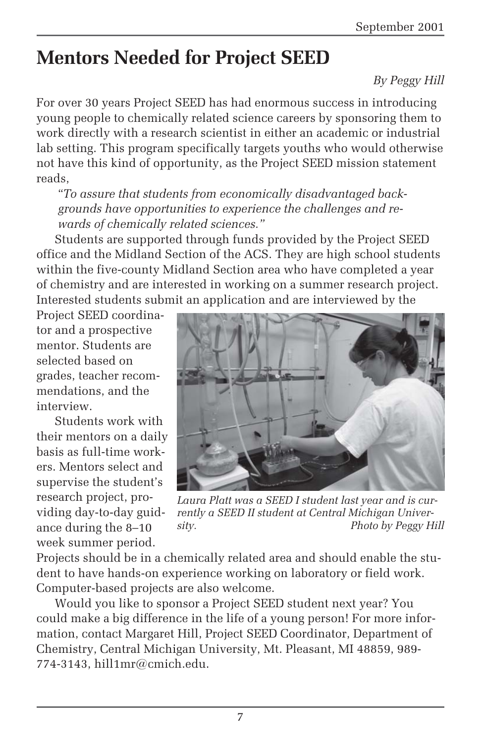# Mentors Needed for Project SEED

*By Peggy Hill*

For over 30 years Project SEED has had enormous success in introducing young people to chemically related science careers by sponsoring them to work directly with a research scientist in either an academic or industrial lab setting. This program specifically targets youths who would otherwise not have this kind of opportunity, as the Project SEED mission statement reads,

> *"To assure that students from economically disadvantaged backgrounds have opportunities to experience the challenges and rewards of chemically related sciences."*

Students are supported through funds provided by the Project SEED office and the Midland Section of the ACS. They are high school students within the five-county Midland Section area who have completed a year of chemistry and are interested in working on a summer research project. Interested students submit an application and are interviewed by the Project SEED coordinator and a prospective mentor. Students are selected based on grades, teacher recommendations, and the interview.

Students work with their mentors on a daily basis as full-time workers. Mentors select and supervise the student's research project, providing day-to-day guidance during the 8–10 week summer period. Projects should be in a chemically related area and should enable the student to have hands-on experience working on laboratory or field work. Computer-based projects are also welcome.

*Laura Platt was a SEED I student last year and is currently a SEED II student at Central Michigan University. Photo by Peggy Hill*

Would you like to sponsor a Project SEED student next year? You could make a big difference in the life of a young person! For more information, contact Margaret Hill, Project SEED Coordinator, Department of Chemistry, Central Michigan University, Mt. Pleasant, MI 48859, 989-774-3143, hill1mr@cmich.edu.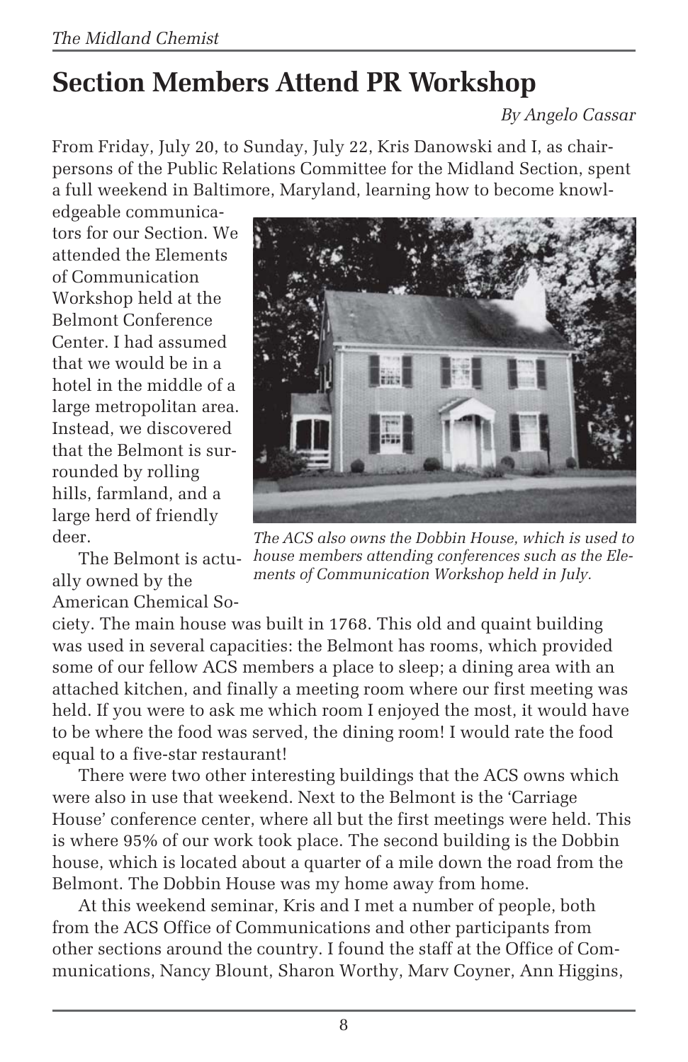# Section Members Attend PR Workshop

*By Angelo Cassar*

From Friday, July 20, to Sunday, July 22, Kris Danowski and I, as chairpersons of the Public Relations Committee for the Midland Section, spent a full weekend in Baltimore, Maryland, learning how to become knowledgeable communicators for our Section. We attended the Elements of Communication Workshop held at the Belmont Conference Center. I had assumed that we would be in a hotel in the middle of a large metropolitan area. Instead, we discovered that the Belmont is surrounded by rolling hills, farmland, and a large herd of friendly deer.

*The ACS also owns the Dobbin House, which is used to house members attending conferences such as the Elements of Communication Workshop held in July.*

The Belmont is actually owned by the American Chemical Society. The main house was built in 1768. This old and quaint building was used in several capacities: the Belmont has rooms, which provided some of our fellow ACS members a place to sleep; a dining area with an attached kitchen, and finally a meeting room where our first meeting was held. If you were to ask me which room I enjoyed the most, it would have to be where the food was served, the dining room! I would rate the food equal to a five-star restaurant!

There were two other interesting buildings that the ACS owns which were also in use that weekend. Next to the Belmont is the 'Carriage House' conference center, where all but the first meetings were held. This is where 95% of our work took place. The second building is the Dobbin house, which is located about a quarter of a mile down the road from the Belmont. The Dobbin House was my home away from home.

At this weekend seminar, Kris and I met a number of people, both from the ACS Office of Communications and other participants from other sections around the country. I found the staff at the Office of Communications, Nancy Blount, Sharon Worthy, Marv Coyner, Ann Higgins,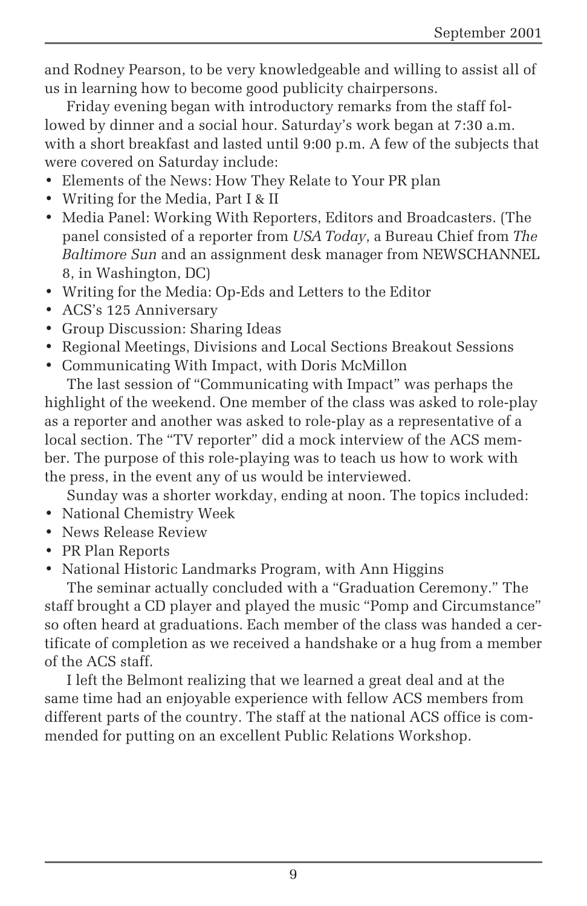and Rodney Pearson, to be very knowledgeable and willing to assist all of us in learning how to become good publicity chairpersons.

Friday evening began with introductory remarks from the staff followed by dinner and a social hour. Saturday's work began at 7:30 a.m. with a short breakfast and lasted until 9:00 p.m. A few of the subjects that were covered on Saturday include:

- Elements of the News: How They Relate to Your PR plan
- Writing for the Media, Part I & II
- Media Panel: Working With Reporters, Editors and Broadcasters. (The panel consisted of a reporter from *USA Today*, a Bureau Chief from *The Baltimore Sun* and an assignment desk manager from NEWSCHANNEL 8, in Washington, DC)
- Writing for the Media: Op-Eds and Letters to the Editor
- ACS's 125 Anniversary
- Group Discussion: Sharing Ideas
- Regional Meetings, Divisions and Local Sections Breakout Sessions
- Communicating With Impact, with Doris McMillon

The last session of "Communicating with Impact" was perhaps the highlight of the weekend. One member of the class was asked to role-play as a reporter and another was asked to role-play as a representative of a local section. The "TV reporter" did a mock interview of the ACS member. The purpose of this role-playing was to teach us how to work with the press, in the event any of us would be interviewed.

Sunday was a shorter workday, ending at noon. The topics included:

- National Chemistry Week
- News Release Review
- PR Plan Reports
- National Historic Landmarks Program, with Ann Higgins

The seminar actually concluded with a "Graduation Ceremony." The staff brought a CD player and played the music "Pomp and Circumstance" so often heard at graduations. Each member of the class was handed a certificate of completion as we received a handshake or a hug from a member of the ACS staff.

I left the Belmont realizing that we learned a great deal and at the same time had an enjoyable experience with fellow ACS members from different parts of the country. The staff at the national ACS office is commended for putting on an excellent Public Relations Workshop.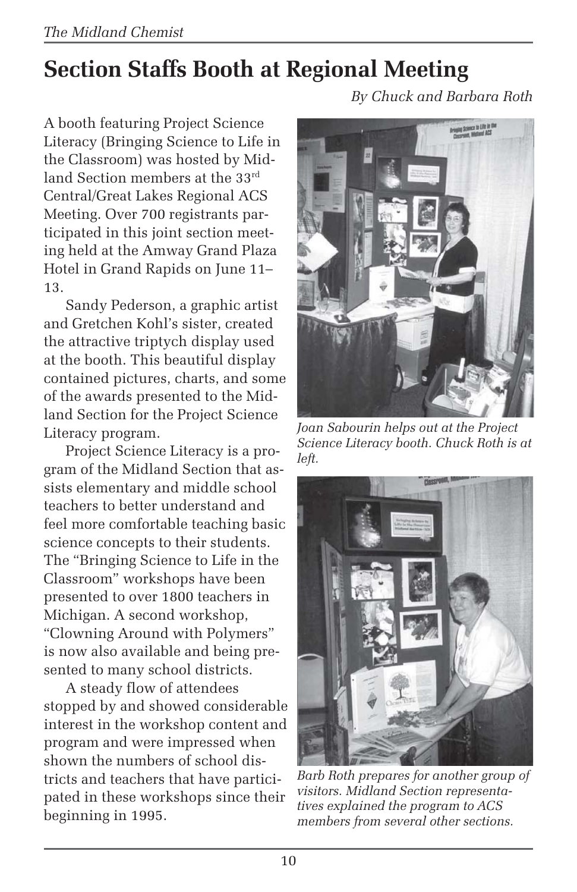# Section Staffs Booth at Regional Meeting

*By Chuck and Barbara Roth*

A booth featuring Project Science Literacy (Bringing Science to Life in the Classroom) was hosted by Midland Section members at the 33rd Central/Great Lakes Regional ACS Meeting. Over 700 registrants participated in this joint section meeting held at the Amway Grand Plaza Hotel in Grand Rapids on June 11–13.

Sandy Pederson, a graphic artist and Gretchen Kohl's sister, created the attractive triptych display used at the booth. This beautiful display contained pictures, charts, and some of the awards presented to the Midland Section for the Project Science Literacy program.

Project Science Literacy is a program of the Midland Section that assists elementary and middle school teachers to better understand and feel more comfortable teaching basic science concepts to their students. The "Bringing Science to Life in the Classroom" workshops have been presented to over 1800 teachers in Michigan. A second workshop, "Clowning Around with Polymers" is now also available and being presented to many school districts.

A steady flow of attendees stopped by and showed considerable interest in the workshop content and program and were impressed when shown the numbers of school districts and teachers that have participated in these workshops since their beginning in 1995.

*Joan Sabourin helps out at the Project Science Literacy booth. Chuck Roth is at left.*

*Barb Roth prepares for another group of visitors. Midland Section representatives explained the program to ACS members from several other sections.*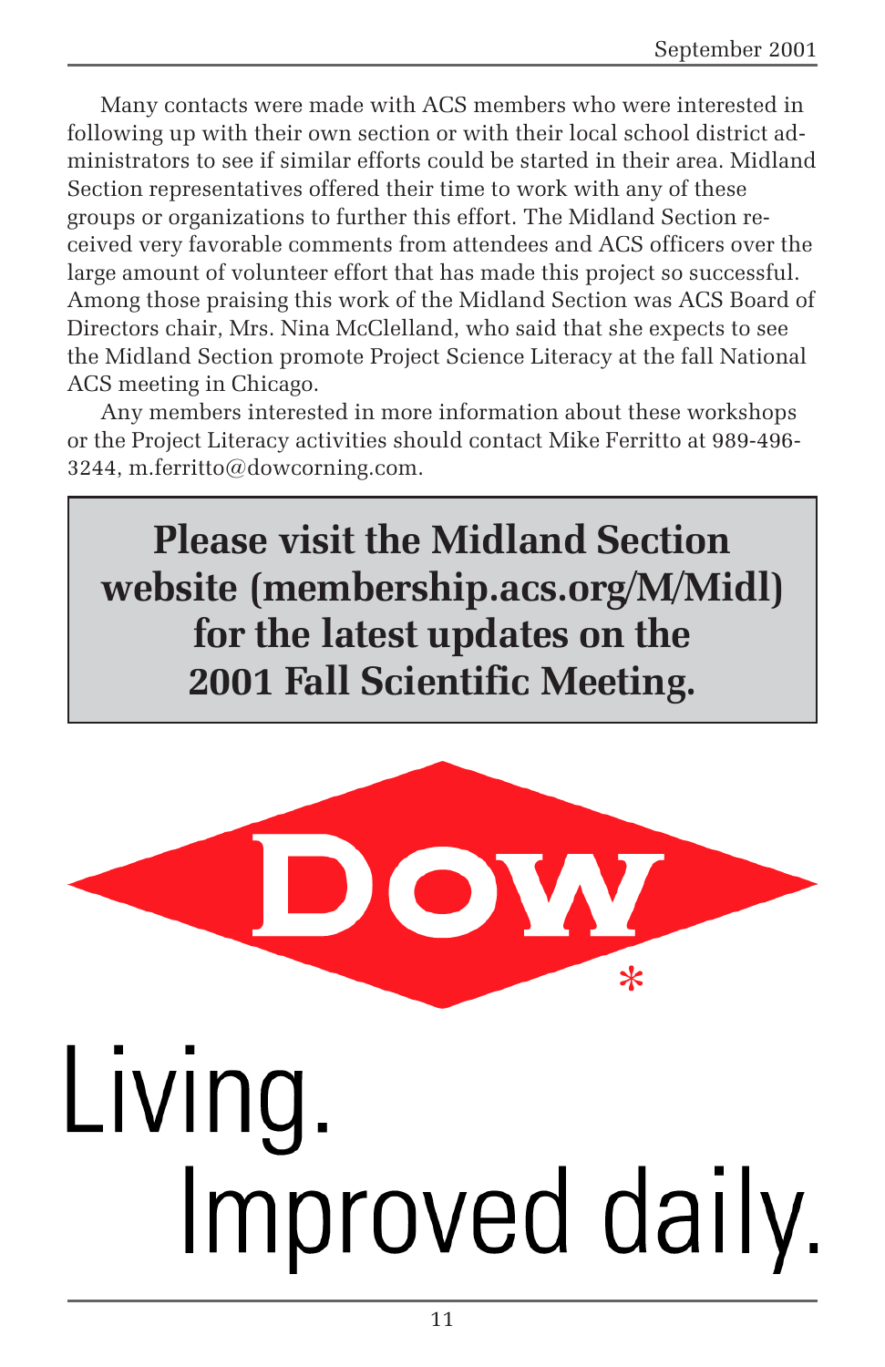Many contacts were made with ACS members who were interested in following up with their own section or with their local school district administrators to see if similar efforts could be started in their area. Midland Section representatives offered their time to work with any of these groups or organizations to further this effort. The Midland Section received very favorable comments from attendees and ACS officers over the large amount of volunteer effort that has made this project so successful. Among those praising this work of the Midland Section was ACS Board of Directors chair, Mrs. Nina McClelland, who said that she expects to see the Midland Section promote Project Science Literacy at the fall National ACS meeting in Chicago.

Any members interested in more information about these workshops or the Project Literacy activities should contact Mike Ferritto at 989-496-3244, m.ferritto@dowcorning.com.

**Please visit the Midland Section website (membership.acs.org/M/Midl) for the latest updates on the 2001 Fall Scientific Meeting.**

DOW*

Living.
Improved daily.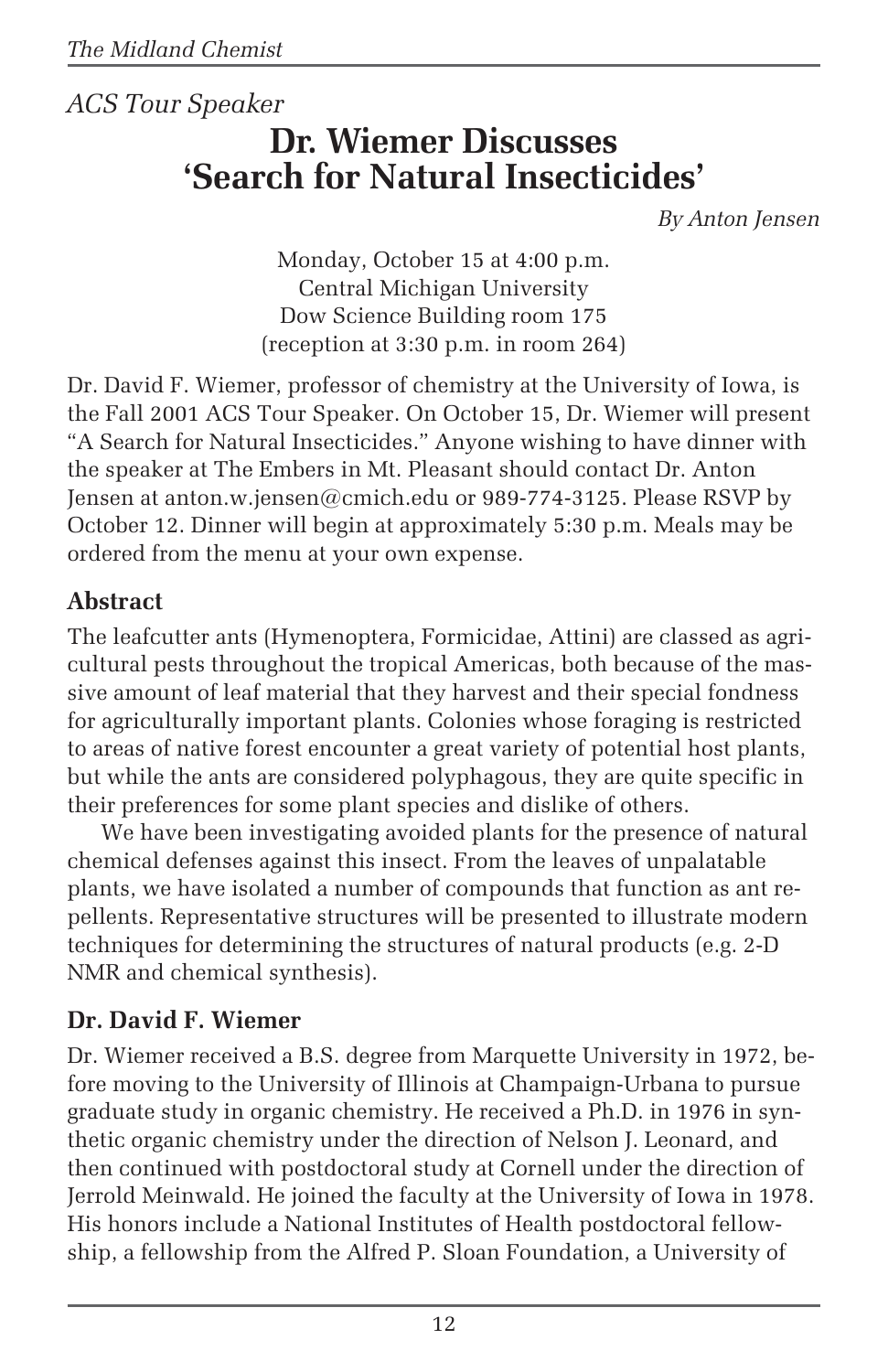*ACS Tour Speaker*

# Dr. Wiemer Discusses 'Search for Natural Insecticides'

*By Anton Jensen*

Monday, October 15 at 4:00 p.m.
Central Michigan University
Dow Science Building room 175
(reception at 3:30 p.m. in room 264)

Dr. David F. Wiemer, professor of chemistry at the University of Iowa, is the Fall 2001 ACS Tour Speaker. On October 15, Dr. Wiemer will present "A Search for Natural Insecticides." Anyone wishing to have dinner with the speaker at The Embers in Mt. Pleasant should contact Dr. Anton Jensen at anton.w.jensen@cmich.edu or 989-774-3125. Please RSVP by October 12. Dinner will begin at approximately 5:30 p.m. Meals may be ordered from the menu at your own expense.

## Abstract

The leafcutter ants (Hymenoptera, Formicidae, Attini) are classed as agricultural pests throughout the tropical Americas, both because of the massive amount of leaf material that they harvest and their special fondness for agriculturally important plants. Colonies whose foraging is restricted to areas of native forest encounter a great variety of potential host plants, but while the ants are considered polyphagous, they are quite specific in their preferences for some plant species and dislike of others.

We have been investigating avoided plants for the presence of natural chemical defenses against this insect. From the leaves of unpalatable plants, we have isolated a number of compounds that function as ant repellents. Representative structures will be presented to illustrate modern techniques for determining the structures of natural products (e.g. 2-D NMR and chemical synthesis).

## Dr. David F. Wiemer

Dr. Wiemer received a B.S. degree from Marquette University in 1972, before moving to the University of Illinois at Champaign-Urbana to pursue graduate study in organic chemistry. He received a Ph.D. in 1976 in synthetic organic chemistry under the direction of Nelson J. Leonard, and then continued with postdoctoral study at Cornell under the direction of Jerrold Meinwald. He joined the faculty at the University of Iowa in 1978. His honors include a National Institutes of Health postdoctoral fellowship, a fellowship from the Alfred P. Sloan Foundation, a University of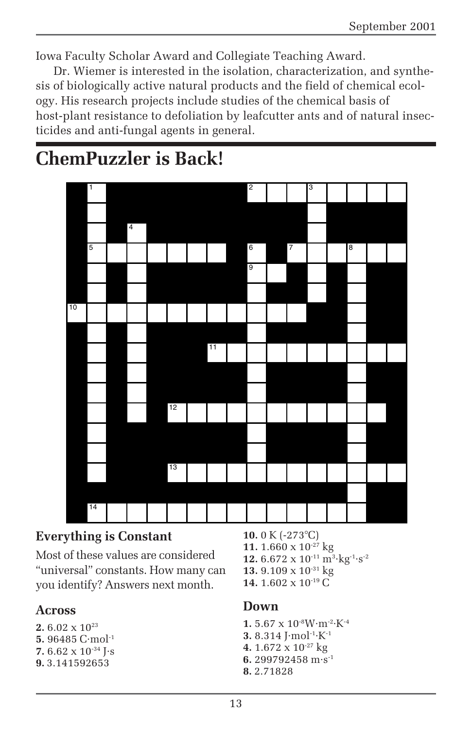Iowa Faculty Scholar Award and Collegiate Teaching Award.

Dr. Wiemer is interested in the isolation, characterization, and synthesis of biologically active natural products and the field of chemical ecology. His research projects include studies of the chemical basis of host-plant resistance to defoliation by leafcutter ants and of natural insecticides and anti-fungal agents in general.

# ChemPuzzler is Back!

## Everything is Constant

Most of these values are considered "universal" constants. How many can you identify? Answers next month.

### Across

**2.** $6.02 \times 10^{23}$
**5.** 96485 $C \cdot mol^{-1}$
**7.** $6.62 \times 10^{-34}$ $J \cdot s$
**9.** 3.141592653
**10.** 0 K (-273°C)
**11.** $1.660 \times 10^{-27}$ kg
**12.** $6.672 \times 10^{-11}$ $m^3 \cdot kg^{-1} \cdot s^{-2}$
**13.** $9.109 \times 10^{-31}$ kg
**14.** $1.602 \times 10^{-19}$ C

### Down

**1.** $5.67 \times 10^{-8} W \cdot m^{-2} \cdot K^{-4}$
**3.** 8.314 $J \cdot mol^{-1} \cdot K^{-1}$
**4.** $1.672 \times 10^{-27}$ kg
**6.** 299792458 $m \cdot s^{-1}$
**8.** 2.71828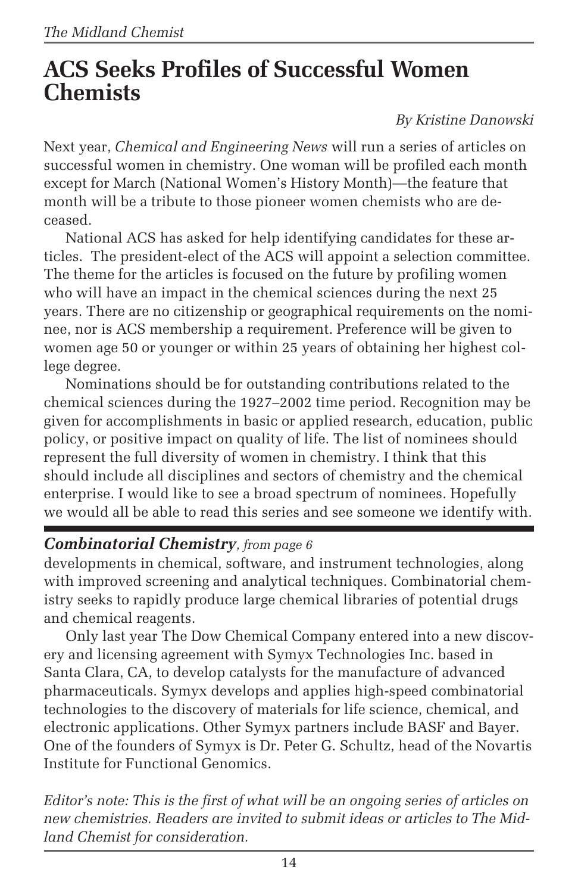# ACS Seeks Profiles of Successful Women Chemists

*By Kristine Danowski*

Next year, *Chemical and Engineering News* will run a series of articles on successful women in chemistry. One woman will be profiled each month except for March (National Women's History Month)—the feature that month will be a tribute to those pioneer women chemists who are deceased.

National ACS has asked for help identifying candidates for these articles. The president-elect of the ACS will appoint a selection committee. The theme for the articles is focused on the future by profiling women who will have an impact in the chemical sciences during the next 25 years. There are no citizenship or geographical requirements on the nominee, nor is ACS membership a requirement. Preference will be given to women age 50 or younger or within 25 years of obtaining her highest college degree.

Nominations should be for outstanding contributions related to the chemical sciences during the 1927–2002 time period. Recognition may be given for accomplishments in basic or applied research, education, public policy, or positive impact on quality of life. The list of nominees should represent the full diversity of women in chemistry. I think that this should include all disciplines and sectors of chemistry and the chemical enterprise. I would like to see a broad spectrum of nominees. Hopefully we would all be able to read this series and see someone we identify with.

---

***Combinatorial Chemistry**, from page 6*

developments in chemical, software, and instrument technologies, along with improved screening and analytical techniques. Combinatorial chemistry seeks to rapidly produce large chemical libraries of potential drugs and chemical reagents.

Only last year The Dow Chemical Company entered into a new discovery and licensing agreement with Symyx Technologies Inc. based in Santa Clara, CA, to develop catalysts for the manufacture of advanced pharmaceuticals. Symyx develops and applies high-speed combinatorial technologies to the discovery of materials for life science, chemical, and electronic applications. Other Symyx partners include BASF and Bayer. One of the founders of Symyx is Dr. Peter G. Schultz, head of the Novartis Institute for Functional Genomics.

*Editor's note: This is the first of what will be an ongoing series of articles on new chemistries. Readers are invited to submit ideas or articles to The Midland Chemist for consideration.*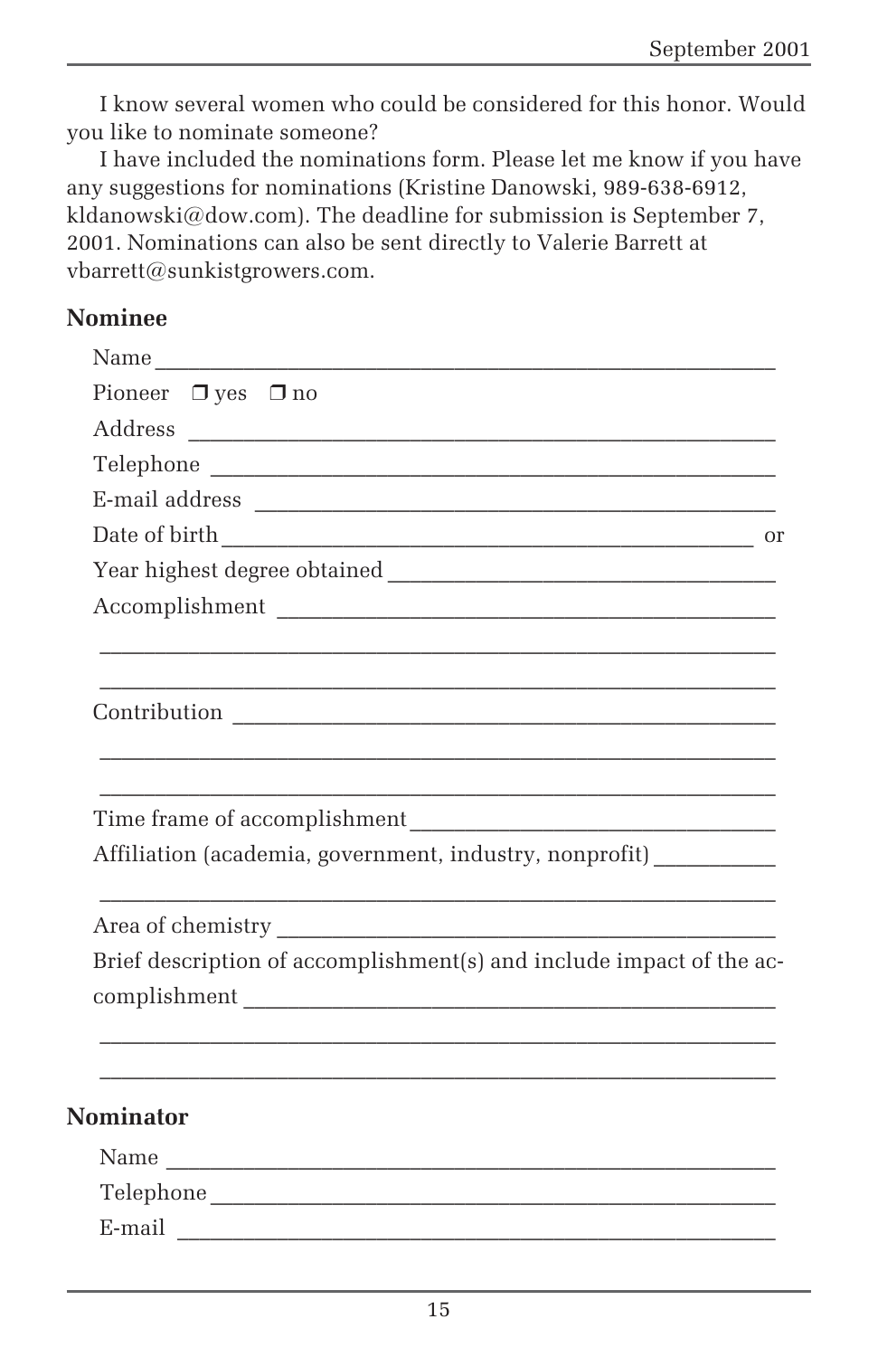I know several women who could be considered for this honor. Would you like to nominate someone?

I have included the nominations form. Please let me know if you have any suggestions for nominations (Kristine Danowski, 989-638-6912, kldanowski@dow.com). The deadline for submission is September 7, 2001. Nominations can also be sent directly to Valerie Barrett at vbarrett@sunkistgrowers.com.

## Nominee

Name ____________________________________________

Pioneer ❒ yes ❒ no

Address ____________________________________________

Telephone ____________________________________________

E-mail address ____________________________________________

Date of birth ________________________________________ or

Year highest degree obtained ______________________________

Accomplishment ____________________________________________

____________________________________________

____________________________________________

Contribution ____________________________________________

____________________________________________

____________________________________________

Time frame of accomplishment ______________________________

Affiliation (academia, government, industry, nonprofit) __________

____________________________________________

Area of chemistry ____________________________________________

Brief description of accomplishment(s) and include impact of the accomplishment ____________________________________________

____________________________________________

____________________________________________

## Nominator

Name ____________________________________________

Telephone ____________________________________________

E-mail ____________________________________________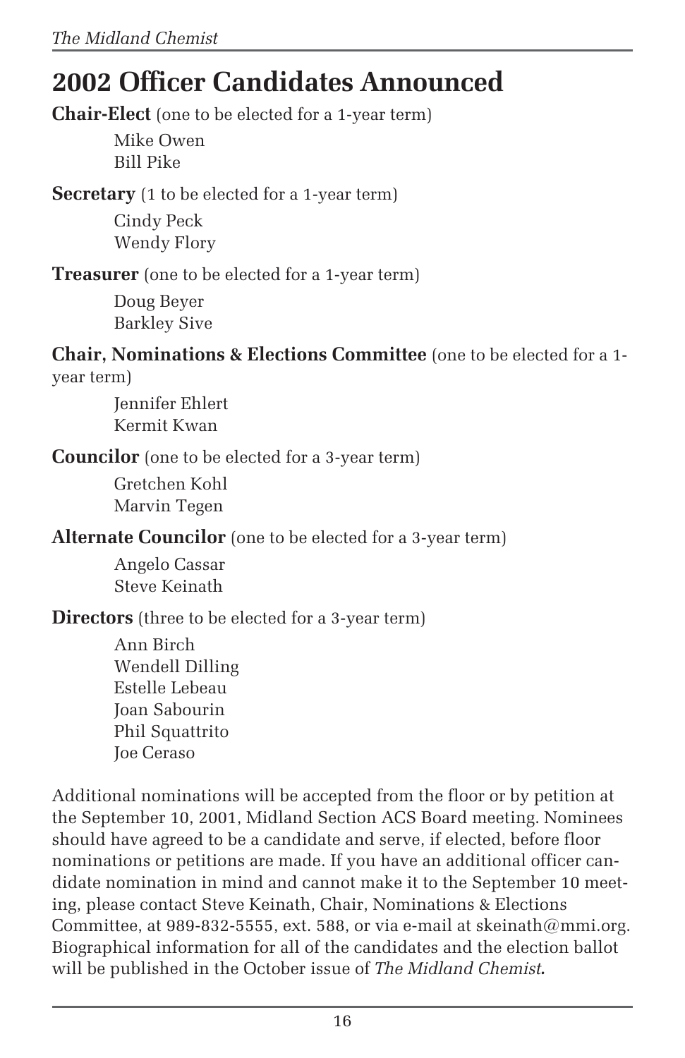# 2002 Officer Candidates Announced

**Chair-Elect** (one to be elected for a 1-year term)

Mike Owen
Bill Pike

**Secretary** (1 to be elected for a 1-year term)

Cindy Peck
Wendy Flory

**Treasurer** (one to be elected for a 1-year term)

Doug Beyer
Barkley Sive

**Chair, Nominations & Elections Committee** (one to be elected for a 1-year term)

Jennifer Ehlert
Kermit Kwan

**Councilor** (one to be elected for a 3-year term)

Gretchen Kohl
Marvin Tegen

**Alternate Councilor** (one to be elected for a 3-year term)

Angelo Cassar
Steve Keinath

**Directors** (three to be elected for a 3-year term)

Ann Birch
Wendell Dilling
Estelle Lebeau
Joan Sabourin
Phil Squattrito
Joe Ceraso

Additional nominations will be accepted from the floor or by petition at the September 10, 2001, Midland Section ACS Board meeting. Nominees should have agreed to be a candidate and serve, if elected, before floor nominations or petitions are made. If you have an additional officer candidate nomination in mind and cannot make it to the September 10 meeting, please contact Steve Keinath, Chair, Nominations & Elections Committee, at 989-832-5555, ext. 588, or via e-mail at skeinath@mmi.org. Biographical information for all of the candidates and the election ballot will be published in the October issue of *The Midland Chemist***.**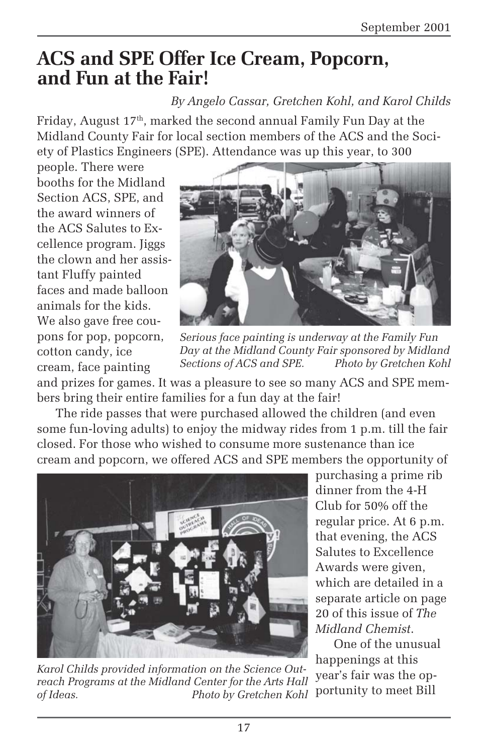# ACS and SPE Offer Ice Cream, Popcorn, and Fun at the Fair!

*By Angelo Cassar, Gretchen Kohl, and Karol Childs*

Friday, August 17th, marked the second annual Family Fun Day at the Midland County Fair for local section members of the ACS and the Society of Plastics Engineers (SPE). Attendance was up this year, to 300 people. There were booths for the Midland Section ACS, SPE, and the award winners of the ACS Salutes to Excellence program. Jiggs the clown and her assistant Fluffy painted faces and made balloon animals for the kids. We also gave free coupons for pop, popcorn, cotton candy, ice cream, face painting and prizes for games. It was a pleasure to see so many ACS and SPE members bring their entire families for a fun day at the fair!

*Serious face painting is underway at the Family Fun Day at the Midland County Fair sponsored by Midland Sections of ACS and SPE. Photo by Gretchen Kohl*

The ride passes that were purchased allowed the children (and even some fun-loving adults) to enjoy the midway rides from 1 p.m. till the fair closed. For those who wished to consume more sustenance than ice cream and popcorn, we offered ACS and SPE members the opportunity of purchasing a prime rib dinner from the 4-H Club for 50% off the regular price. At 6 p.m. that evening, the ACS Salutes to Excellence Awards were given, which are detailed in a separate article on page 20 of this issue of *The Midland Chemist*.

*Karol Childs provided information on the Science Outreach Programs at the Midland Center for the Arts Hall of Ideas. Photo by Gretchen Kohl*

One of the unusual happenings at this year's fair was the opportunity to meet Bill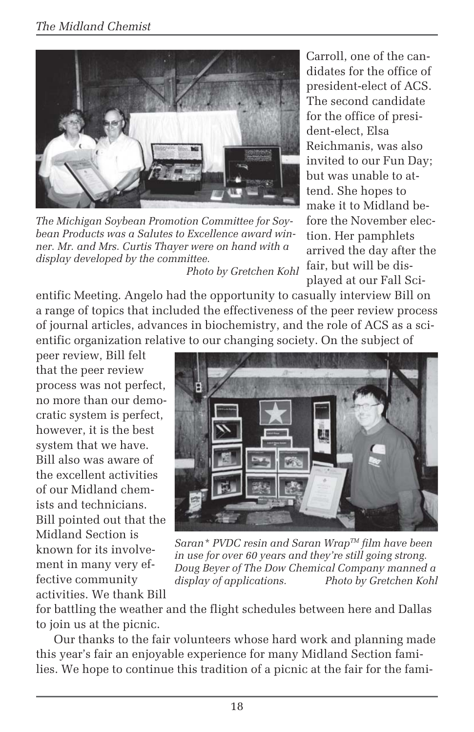*The Michigan Soybean Promotion Committee for Soybean Products was a Salutes to Excellence award winner. Mr. and Mrs. Curtis Thayer were on hand with a display developed by the committee.*
*Photo by Gretchen Kohl*

Carroll, one of the candidates for the office of president-elect of ACS. The second candidate for the office of president-elect, Elsa Reichmanis, was also invited to our Fun Day; but was unable to attend. She hopes to make it to Midland before the November election. Her pamphlets arrived the day after the fair, but will be displayed at our Fall Scientific Meeting. Angelo had the opportunity to casually interview Bill on a range of topics that included the effectiveness of the peer review process of journal articles, advances in biochemistry, and the role of ACS as a scientific organization relative to our changing society. On the subject of peer review, Bill felt that the peer review process was not perfect, no more than our democratic system is perfect, however, it is the best system that we have. Bill also was aware of the excellent activities of our Midland chemists and technicians. Bill pointed out that the Midland Section is known for its involvement in many very effective community activities. We thank Bill for battling the weather and the flight schedules between here and Dallas to join us at the picnic.

*Saran* PVDC resin and Saran Wrap™ film have been in use for over 60 years and they're still going strong. Doug Beyer of The Dow Chemical Company manned a display of applications.*
*Photo by Gretchen Kohl*

Our thanks to the fair volunteers whose hard work and planning made this year's fair an enjoyable experience for many Midland Section families. We hope to continue this tradition of a picnic at the fair for the fami-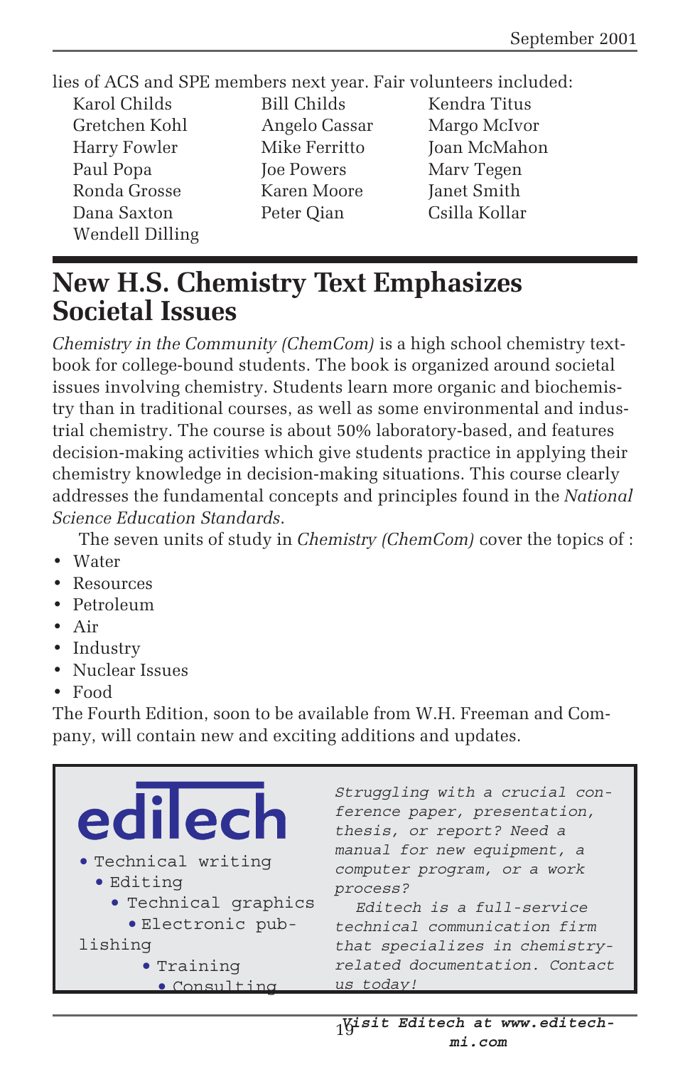lies of ACS and SPE members next year. Fair volunteers included:

Karol Childs
Gretchen Kohl
Harry Fowler
Paul Popa
Ronda Grosse
Dana Saxton
Wendell Dilling
Bill Childs
Angelo Cassar
Mike Ferritto
Joe Powers
Karen Moore
Peter Qian
Kendra Titus
Margo McIvor
Joan McMahon
Marv Tegen
Janet Smith
Csilla Kollar

# New H.S. Chemistry Text Emphasizes Societal Issues

*Chemistry in the Community (ChemCom)* is a high school chemistry textbook for college-bound students. The book is organized around societal issues involving chemistry. Students learn more organic and biochemistry than in traditional courses, as well as some environmental and industrial chemistry. The course is about 50% laboratory-based, and features decision-making activities which give students practice in applying their chemistry knowledge in decision-making situations. This course clearly addresses the fundamental concepts and principles found in the *National Science Education Standards*.

The seven units of study in *Chemistry (ChemCom)* cover the topics of :

- Water
- Resources
- Petroleum
- Air
- Industry
- Nuclear Issues
- Food

The Fourth Edition, soon to be available from W.H. Freeman and Company, will contain new and exciting additions and updates.

---

**editech**

- Technical writing
- Editing
- Technical graphics
- Electronic publishing
- Training
- Consulting

*Struggling with a crucial conference paper, presentation, thesis, or report? Need a manual for new equipment, a computer program, or a work process?*

*Editech is a full-service technical communication firm that specializes in chemistry-related documentation. Contact us today!*

***Visit Editech at www.editech-mi.com***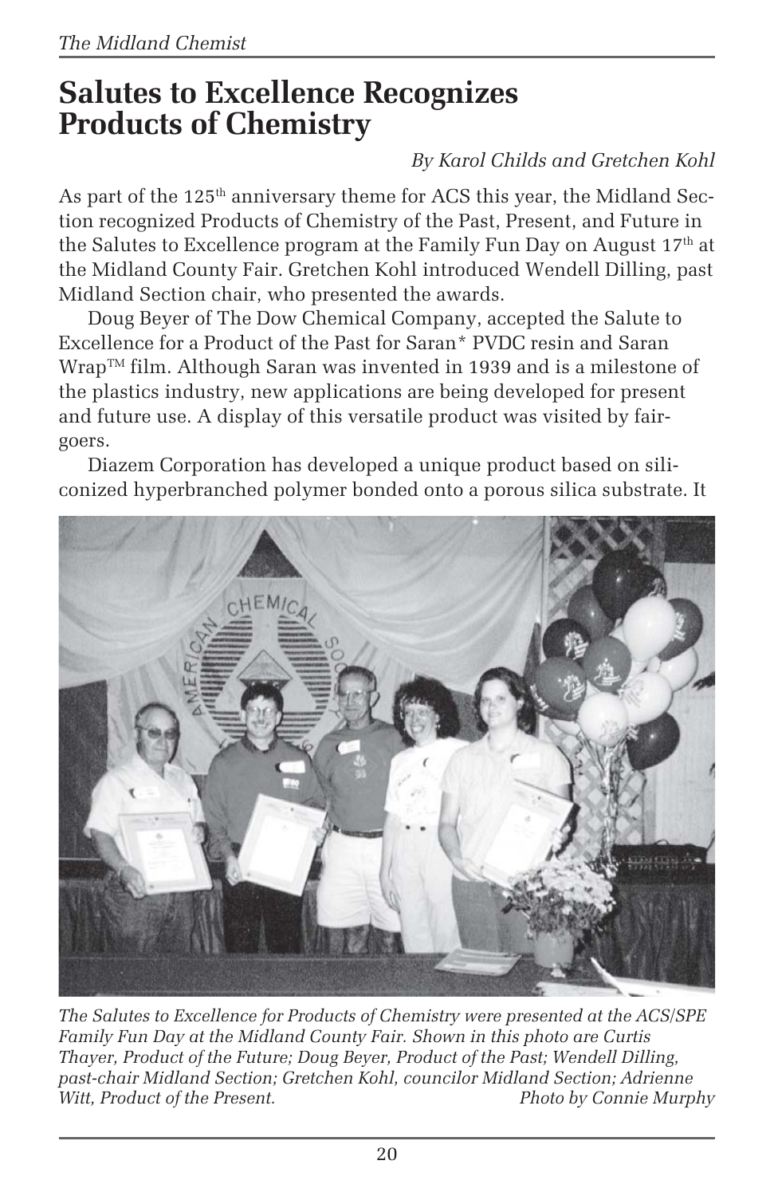# Salutes to Excellence Recognizes Products of Chemistry

*By Karol Childs and Gretchen Kohl*

As part of the 125th anniversary theme for ACS this year, the Midland Section recognized Products of Chemistry of the Past, Present, and Future in the Salutes to Excellence program at the Family Fun Day on August 17th at the Midland County Fair. Gretchen Kohl introduced Wendell Dilling, past Midland Section chair, who presented the awards.

Doug Beyer of The Dow Chemical Company, accepted the Salute to Excellence for a Product of the Past for Saran* PVDC resin and Saran Wrap™ film. Although Saran was invented in 1939 and is a milestone of the plastics industry, new applications are being developed for present and future use. A display of this versatile product was visited by fair-goers.

Diazem Corporation has developed a unique product based on siliconized hyperbranched polymer bonded onto a porous silica substrate. It

*The Salutes to Excellence for Products of Chemistry were presented at the ACS/SPE Family Fun Day at the Midland County Fair. Shown in this photo are Curtis Thayer, Product of the Future; Doug Beyer, Product of the Past; Wendell Dilling, past-chair Midland Section; Gretchen Kohl, councilor Midland Section; Adrienne Witt, Product of the Present.* *Photo by Connie Murphy*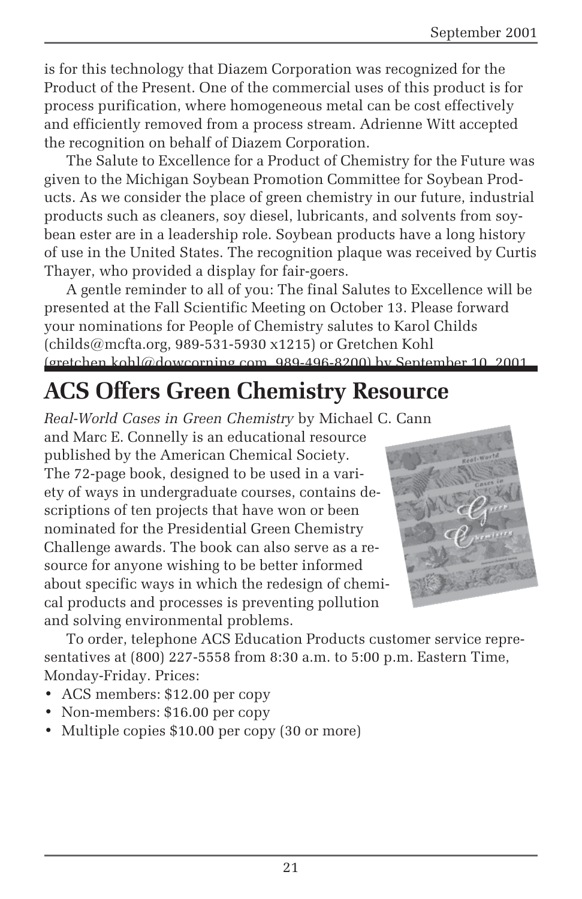is for this technology that Diazem Corporation was recognized for the Product of the Present. One of the commercial uses of this product is for process purification, where homogeneous metal can be cost effectively and efficiently removed from a process stream. Adrienne Witt accepted the recognition on behalf of Diazem Corporation.

The Salute to Excellence for a Product of Chemistry for the Future was given to the Michigan Soybean Promotion Committee for Soybean Products. As we consider the place of green chemistry in our future, industrial products such as cleaners, soy diesel, lubricants, and solvents from soybean ester are in a leadership role. Soybean products have a long history of use in the United States. The recognition plaque was received by Curtis Thayer, who provided a display for fair-goers.

A gentle reminder to all of you: The final Salutes to Excellence will be presented at the Fall Scientific Meeting on October 13. Please forward your nominations for People of Chemistry salutes to Karol Childs (childs@mcfta.org, 989-531-5930 x1215) or Gretchen Kohl (gretchen.kohl@dowcorning.com, 989-496-8200) by September 10, 2001.

# ACS Offers Green Chemistry Resource

*Real-World Cases in Green Chemistry* by Michael C. Cann and Marc E. Connelly is an educational resource published by the American Chemical Society. The 72-page book, designed to be used in a variety of ways in undergraduate courses, contains descriptions of ten projects that have won or been nominated for the Presidential Green Chemistry Challenge awards. The book can also serve as a resource for anyone wishing to be better informed about specific ways in which the redesign of chemical products and processes is preventing pollution and solving environmental problems.

To order, telephone ACS Education Products customer service representatives at (800) 227-5558 from 8:30 a.m. to 5:00 p.m. Eastern Time, Monday-Friday. Prices:

- ACS members: $12.00 per copy
- Non-members: $16.00 per copy
- Multiple copies $10.00 per copy (30 or more)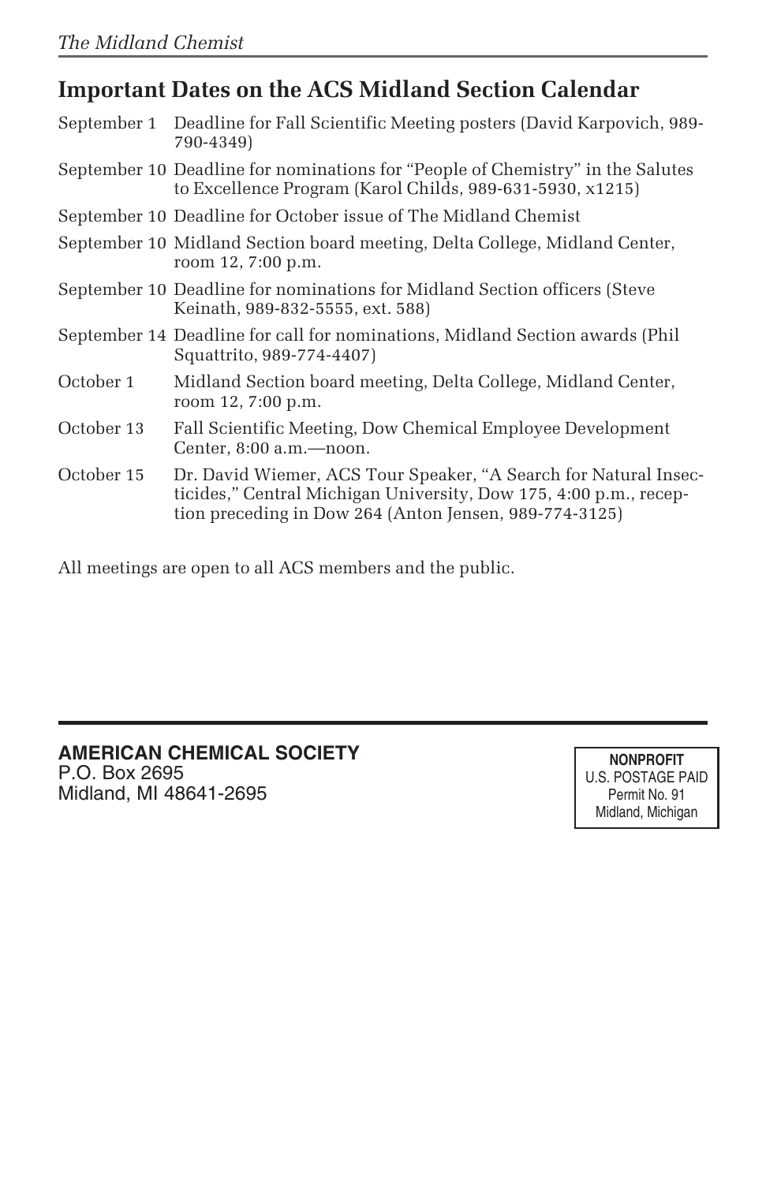## Important Dates on the ACS Midland Section Calendar

| | |
|---|---|
| September 1 | Deadline for Fall Scientific Meeting posters (David Karpovich, 989-790-4349) |
| September 10 | Deadline for nominations for "People of Chemistry" in the Salutes to Excellence Program (Karol Childs, 989-631-5930, x1215) |
| September 10 | Deadline for October issue of The Midland Chemist |
| September 10 | Midland Section board meeting, Delta College, Midland Center, room 12, 7:00 p.m. |
| September 10 | Deadline for nominations for Midland Section officers (Steve Keinath, 989-832-5555, ext. 588) |
| September 14 | Deadline for call for nominations, Midland Section awards (Phil Squattrito, 989-774-4407) |
| October 1 | Midland Section board meeting, Delta College, Midland Center, room 12, 7:00 p.m. |
| October 13 | Fall Scientific Meeting, Dow Chemical Employee Development Center, 8:00 a.m.—noon. |
| October 15 | Dr. David Wiemer, ACS Tour Speaker, "A Search for Natural Insecticides," Central Michigan University, Dow 175, 4:00 p.m., reception preceding in Dow 264 (Anton Jensen, 989-774-3125) |

All meetings are open to all ACS members and the public.

---

**AMERICAN CHEMICAL SOCIETY**
P.O. Box 2695
Midland, MI 48641-2695

**NONPROFIT**
U.S. POSTAGE PAID
Permit No. 91
Midland, Michigan